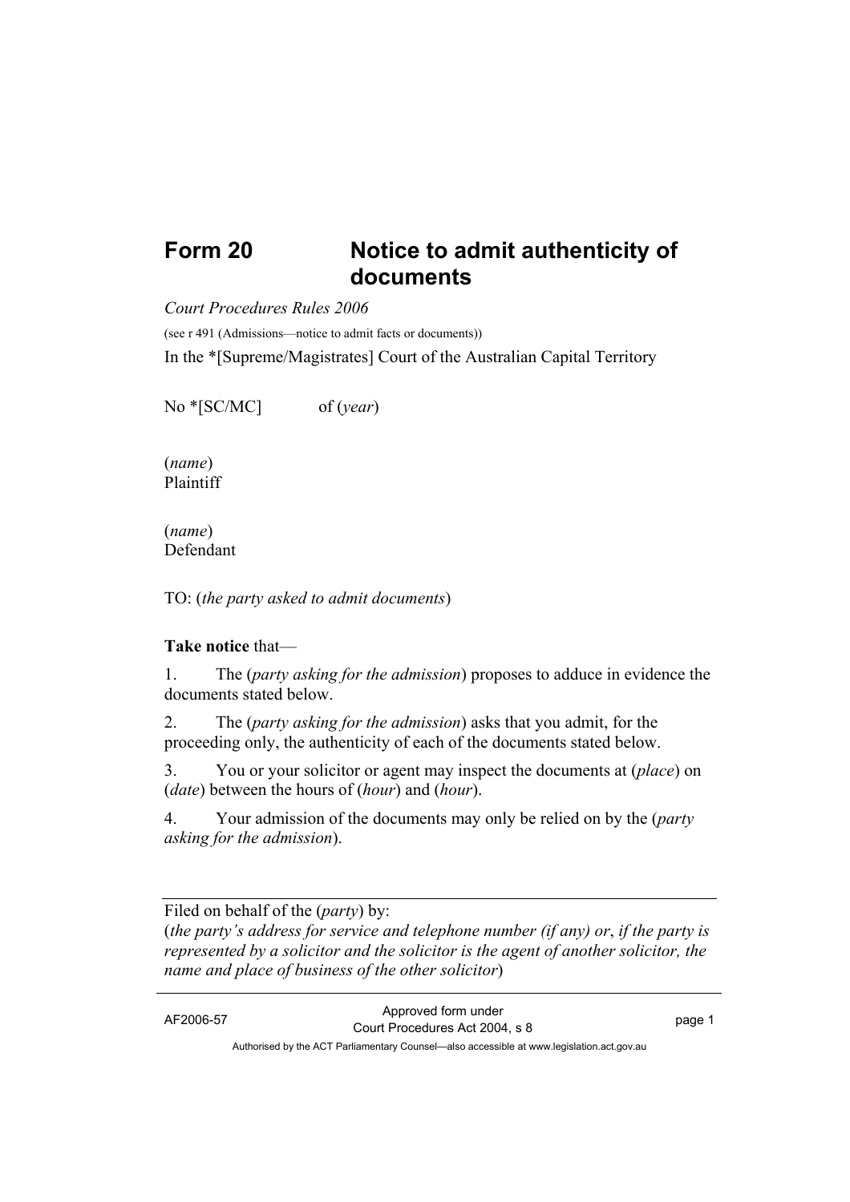# Form 20 Notice to admit authenticity of documents

*Court Procedures Rules 2006*

(see r 491 (Admissions—notice to admit facts or documents))

In the *[Supreme/Magistrates] Court of the Australian Capital Territory

No *[SC/MC] of (*year*)

(*name*)
Plaintiff

(*name*)
Defendant

TO: (*the party asked to admit documents*)

**Take notice** that—

1. The (*party asking for the admission*) proposes to adduce in evidence the documents stated below.

2. The (*party asking for the admission*) asks that you admit, for the proceeding only, the authenticity of each of the documents stated below.

3. You or your solicitor or agent may inspect the documents at (*place*) on (*date*) between the hours of (*hour*) and (*hour*).

4. Your admission of the documents may only be relied on by the (*party asking for the admission*).

---

Filed on behalf of the (*party*) by:
(*the party's address for service and telephone number (if any) or*, *if the party is represented by a solicitor and the solicitor is the agent of another solicitor, the name and place of business of the other solicitor*)

---

AF2006-57 Approved form under Court Procedures Act 2004, s 8

Authorised by the ACT Parliamentary Counsel—also accessible at www.legislation.act.gov.au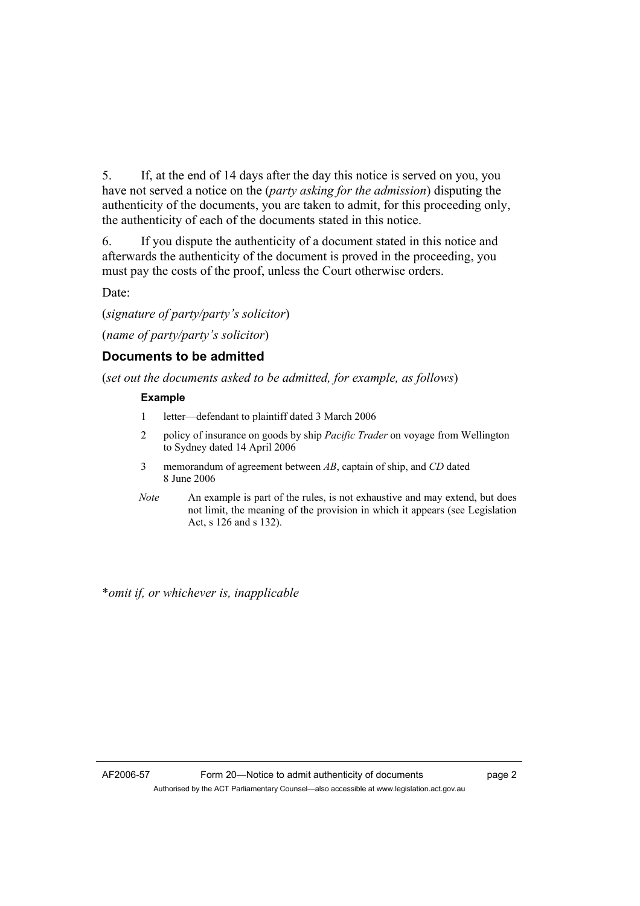5. If, at the end of 14 days after the day this notice is served on you, you have not served a notice on the (*party asking for the admission*) disputing the authenticity of the documents, you are taken to admit, for this proceeding only, the authenticity of each of the documents stated in this notice.

6. If you dispute the authenticity of a document stated in this notice and afterwards the authenticity of the document is proved in the proceeding, you must pay the costs of the proof, unless the Court otherwise orders.

Date:

(*signature of party/party's solicitor*)

(*name of party/party's solicitor*)

### Documents to be admitted

(*set out the documents asked to be admitted, for example, as follows*)

**Example**

1 letter—defendant to plaintiff dated 3 March 2006

2 policy of insurance on goods by ship *Pacific Trader* on voyage from Wellington to Sydney dated 14 April 2006

3 memorandum of agreement between *AB*, captain of ship, and *CD* dated 8 June 2006

*Note* An example is part of the rules, is not exhaustive and may extend, but does not limit, the meaning of the provision in which it appears (see Legislation Act, s 126 and s 132).

\**omit if, or whichever is, inapplicable*